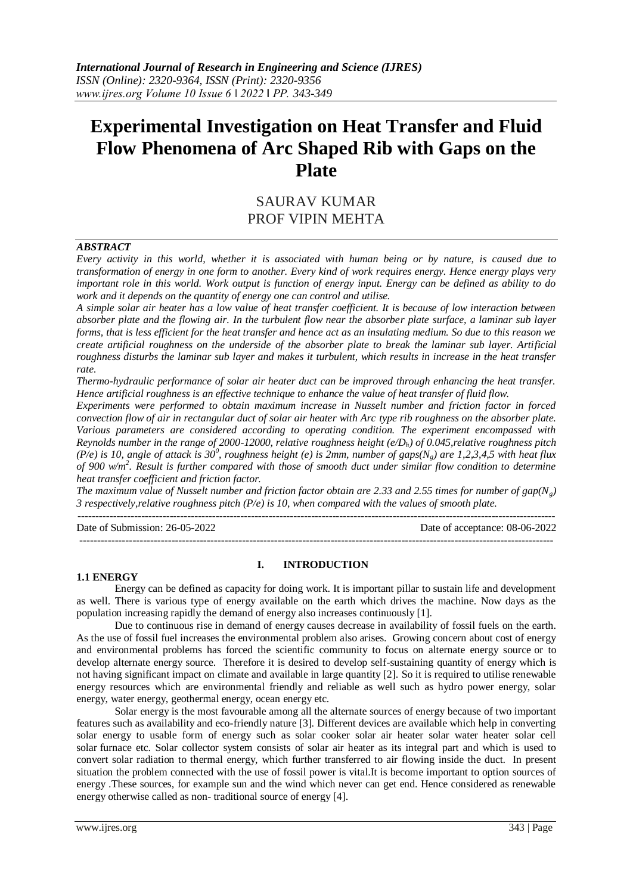*International Journal of Research in Engineering and Science (IJRES)*
*ISSN (Online): 2320-9364, ISSN (Print): 2320-9356*
*www.ijres.org Volume 10 Issue 6 ǁ 2022 ǁ PP. 343-349*

# Experimental Investigation on Heat Transfer and Fluid Flow Phenomena of Arc Shaped Rib with Gaps on the Plate

SAURAV KUMAR
PROF VIPIN MEHTA

***ABSTRACT***

*Every activity in this world, whether it is associated with human being or by nature, is caused due to transformation of energy in one form to another. Every kind of work requires energy. Hence energy plays very important role in this world. Work output is function of energy input. Energy can be defined as ability to do work and it depends on the quantity of energy one can control and utilise.*

*A simple solar air heater has a low value of heat transfer coefficient. It is because of low interaction between absorber plate and the flowing air. In the turbulent flow near the absorber plate surface, a laminar sub layer forms, that is less efficient for the heat transfer and hence act as an insulating medium. So due to this reason we create artificial roughness on the underside of the absorber plate to break the laminar sub layer. Artificial roughness disturbs the laminar sub layer and makes it turbulent, which results in increase in the heat transfer rate.*

*Thermo-hydraulic performance of solar air heater duct can be improved through enhancing the heat transfer. Hence artificial roughness is an effective technique to enhance the value of heat transfer of fluid flow.*

*Experiments were performed to obtain maximum increase in Nusselt number and friction factor in forced convection flow of air in rectangular duct of solar air heater with Arc type rib roughness on the absorber plate. Various parameters are considered according to operating condition. The experiment encompassed with Reynolds number in the range of 2000-12000, relative roughness height ($e/D_h$) of 0.045,relative roughness pitch (P/e) is 10, angle of attack is $30^0$, roughness height (e) is 2mm, number of gaps($N_g$) are 1,2,3,4,5 with heat flux of 900 $w/m^2$. Result is further compared with those of smooth duct under similar flow condition to determine heat transfer coefficient and friction factor.*

*The maximum value of Nusselt number and friction factor obtain are 2.33 and 2.55 times for number of gap($N_g$) 3 respectively,relative roughness pitch (P/e) is 10, when compared with the values of smooth plate.*

---

Date of Submission: 26-05-2022 Date of acceptance: 08-06-2022

---

## I. INTRODUCTION

### 1.1 ENERGY

Energy can be defined as capacity for doing work. It is important pillar to sustain life and development as well. There is various type of energy available on the earth which drives the machine. Now days as the population increasing rapidly the demand of energy also increases continuously [1].

Due to continuous rise in demand of energy causes decrease in availability of fossil fuels on the earth. As the use of fossil fuel increases the environmental problem also arises. Growing concern about cost of energy and environmental problems has forced the scientific community to focus on alternate energy source or to develop alternate energy source. Therefore it is desired to develop self-sustaining quantity of energy which is not having significant impact on climate and available in large quantity [2]. So it is required to utilise renewable energy resources which are environmental friendly and reliable as well such as hydro power energy, solar energy, water energy, geothermal energy, ocean energy etc.

Solar energy is the most favourable among all the alternate sources of energy because of two important features such as availability and eco-friendly nature [3]. Different devices are available which help in converting solar energy to usable form of energy such as solar cooker solar air heater solar water heater solar cell solar furnace etc. Solar collector system consists of solar air heater as its integral part and which is used to convert solar radiation to thermal energy, which further transferred to air flowing inside the duct. In present situation the problem connected with the use of fossil power is vital.It is become important to option sources of energy .These sources, for example sun and the wind which never can get end. Hence considered as renewable energy otherwise called as non- traditional source of energy [4].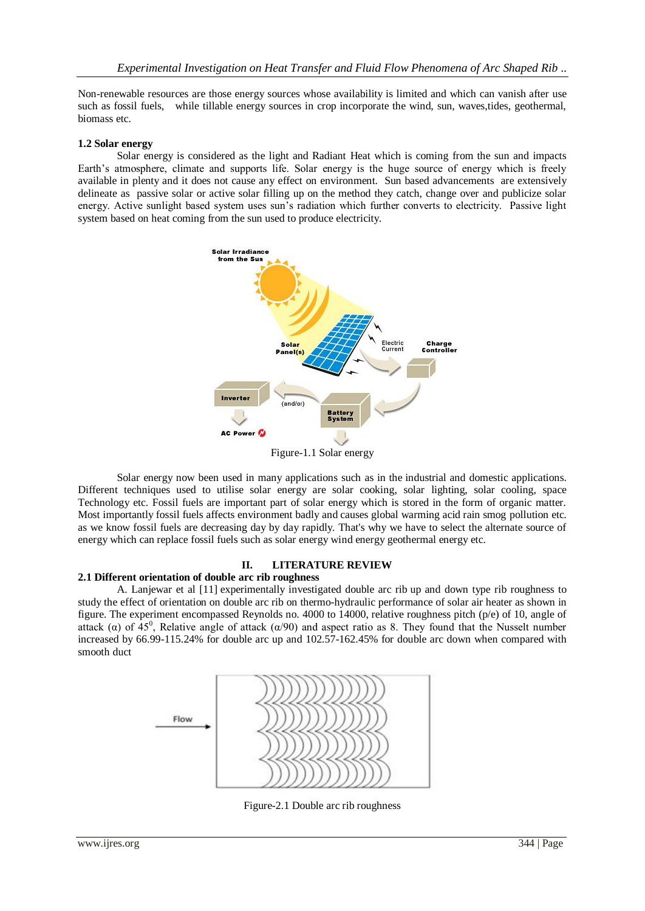Non-renewable resources are those energy sources whose availability is limited and which can vanish after use such as fossil fuels, while tillable energy sources in crop incorporate the wind, sun, waves,tides, geothermal, biomass etc.

### 1.2 Solar energy

Solar energy is considered as the light and Radiant Heat which is coming from the sun and impacts Earth's atmosphere, climate and supports life. Solar energy is the huge source of energy which is freely available in plenty and it does not cause any effect on environment. Sun based advancements are extensively delineate as passive solar or active solar filling up on the method they catch, change over and publicize solar energy. Active sunlight based system uses sun's radiation which further converts to electricity. Passive light system based on heat coming from the sun used to produce electricity.

Figure-1.1 Solar energy

Solar energy now been used in many applications such as in the industrial and domestic applications. Different techniques used to utilise solar energy are solar cooking, solar lighting, solar cooling, space Technology etc. Fossil fuels are important part of solar energy which is stored in the form of organic matter. Most importantly fossil fuels affects environment badly and causes global warming acid rain smog pollution etc. as we know fossil fuels are decreasing day by day rapidly. That's why we have to select the alternate source of energy which can replace fossil fuels such as solar energy wind energy geothermal energy etc.

## II. LITERATURE REVIEW

### 2.1 Different orientation of double arc rib roughness

A. Lanjewar et al [11] experimentally investigated double arc rib up and down type rib roughness to study the effect of orientation on double arc rib on thermo-hydraulic performance of solar air heater as shown in figure. The experiment encompassed Reynolds no. 4000 to 14000, relative roughness pitch (p/e) of 10, angle of attack ($\alpha$) of $45^0$, Relative angle of attack ($\alpha$/90) and aspect ratio as 8. They found that the Nusselt number increased by 66.99-115.24% for double arc up and 102.57-162.45% for double arc down when compared with smooth duct

Figure-2.1 Double arc rib roughness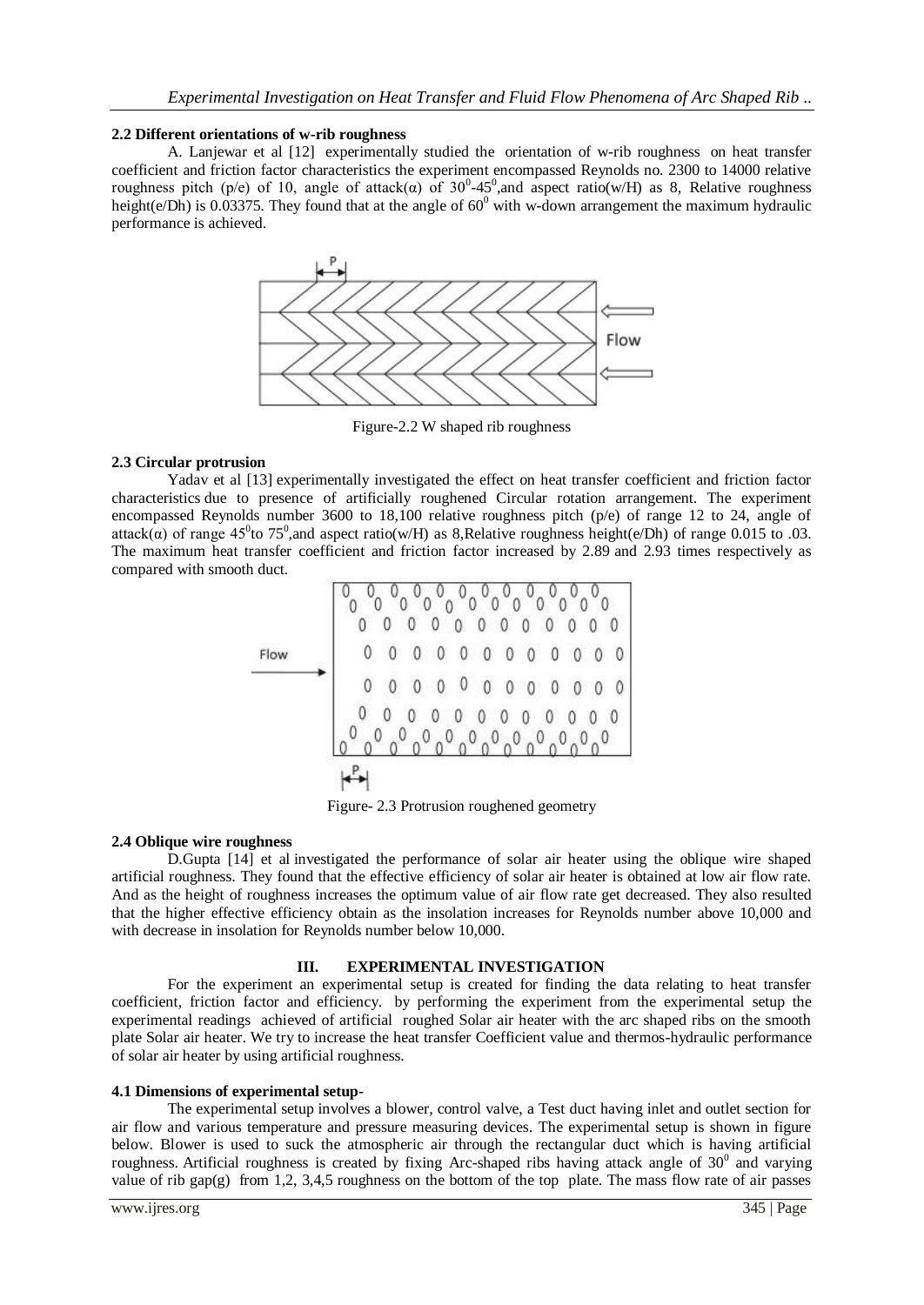### 2.2 Different orientations of w-rib roughness

A. Lanjewar et al [12] experimentally studied the orientation of w-rib roughness on heat transfer coefficient and friction factor characteristics the experiment encompassed Reynolds no. 2300 to 14000 relative roughness pitch (p/e) of 10, angle of attack(α) of $30^0$-$45^0$,and aspect ratio(w/H) as 8, Relative roughness height(e/Dh) is 0.03375. They found that at the angle of $60^0$ with w-down arrangement the maximum hydraulic performance is achieved.

Figure-2.2 W shaped rib roughness

### 2.3 Circular protrusion

Yadav et al [13] experimentally investigated the effect on heat transfer coefficient and friction factor characteristics due to presence of artificially roughened Circular rotation arrangement. The experiment encompassed Reynolds number 3600 to 18,100 relative roughness pitch (p/e) of range 12 to 24, angle of attack(α) of range $45^0$to $75^0$,and aspect ratio(w/H) as 8,Relative roughness height(e/Dh) of range 0.015 to .03. The maximum heat transfer coefficient and friction factor increased by 2.89 and 2.93 times respectively as compared with smooth duct.

Figure- 2.3 Protrusion roughened geometry

### 2.4 Oblique wire roughness

D.Gupta [14] et al investigated the performance of solar air heater using the oblique wire shaped artificial roughness. They found that the effective efficiency of solar air heater is obtained at low air flow rate. And as the height of roughness increases the optimum value of air flow rate get decreased. They also resulted that the higher effective efficiency obtain as the insolation increases for Reynolds number above 10,000 and with decrease in insolation for Reynolds number below 10,000.

## III. EXPERIMENTAL INVESTIGATION

For the experiment an experimental setup is created for finding the data relating to heat transfer coefficient, friction factor and efficiency. by performing the experiment from the experimental setup the experimental readings achieved of artificial roughed Solar air heater with the arc shaped ribs on the smooth plate Solar air heater. We try to increase the heat transfer Coefficient value and thermos-hydraulic performance of solar air heater by using artificial roughness.

### 4.1 Dimensions of experimental setup-

The experimental setup involves a blower, control valve, a Test duct having inlet and outlet section for air flow and various temperature and pressure measuring devices. The experimental setup is shown in figure below. Blower is used to suck the atmospheric air through the rectangular duct which is having artificial roughness. Artificial roughness is created by fixing Arc-shaped ribs having attack angle of $30^0$ and varying value of rib gap(g) from 1,2, 3,4,5 roughness on the bottom of the top plate. The mass flow rate of air passes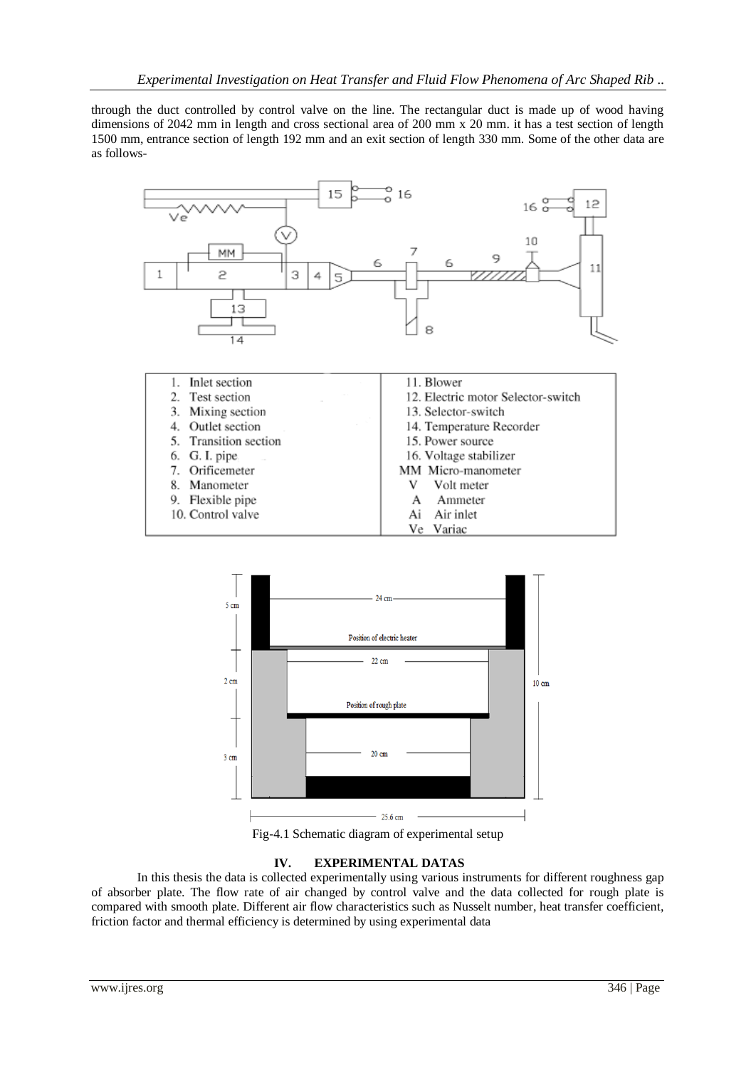through the duct controlled by control valve on the line. The rectangular duct is made up of wood having dimensions of 2042 mm in length and cross sectional area of 200 mm x 20 mm. it has a test section of length 1500 mm, entrance section of length 192 mm and an exit section of length 330 mm. Some of the other data are as follows-

| | |
|---|---|
| 1. Inlet section | 11. Blower |
| 2. Test section | 12. Electric motor Selector-switch |
| 3. Mixing section | 13. Selector-switch |
| 4. Outlet section | 14. Temperature Recorder |
| 5. Transition section | 15. Power source |
| 6. G. I. pipe | 16. Voltage stabilizer |
| 7. Orificemeter | MM Micro-manometer |
| 8. Manometer | V Volt meter |
| 9. Flexible pipe | A Ammeter |
| 10. Control valve | Ai Air inlet |
| | Ve Variac |

Fig-4.1 Schematic diagram of experimental setup

## IV. EXPERIMENTAL DATAS

In this thesis the data is collected experimentally using various instruments for different roughness gap of absorber plate. The flow rate of air changed by control valve and the data collected for rough plate is compared with smooth plate. Different air flow characteristics such as Nusselt number, heat transfer coefficient, friction factor and thermal efficiency is determined by using experimental data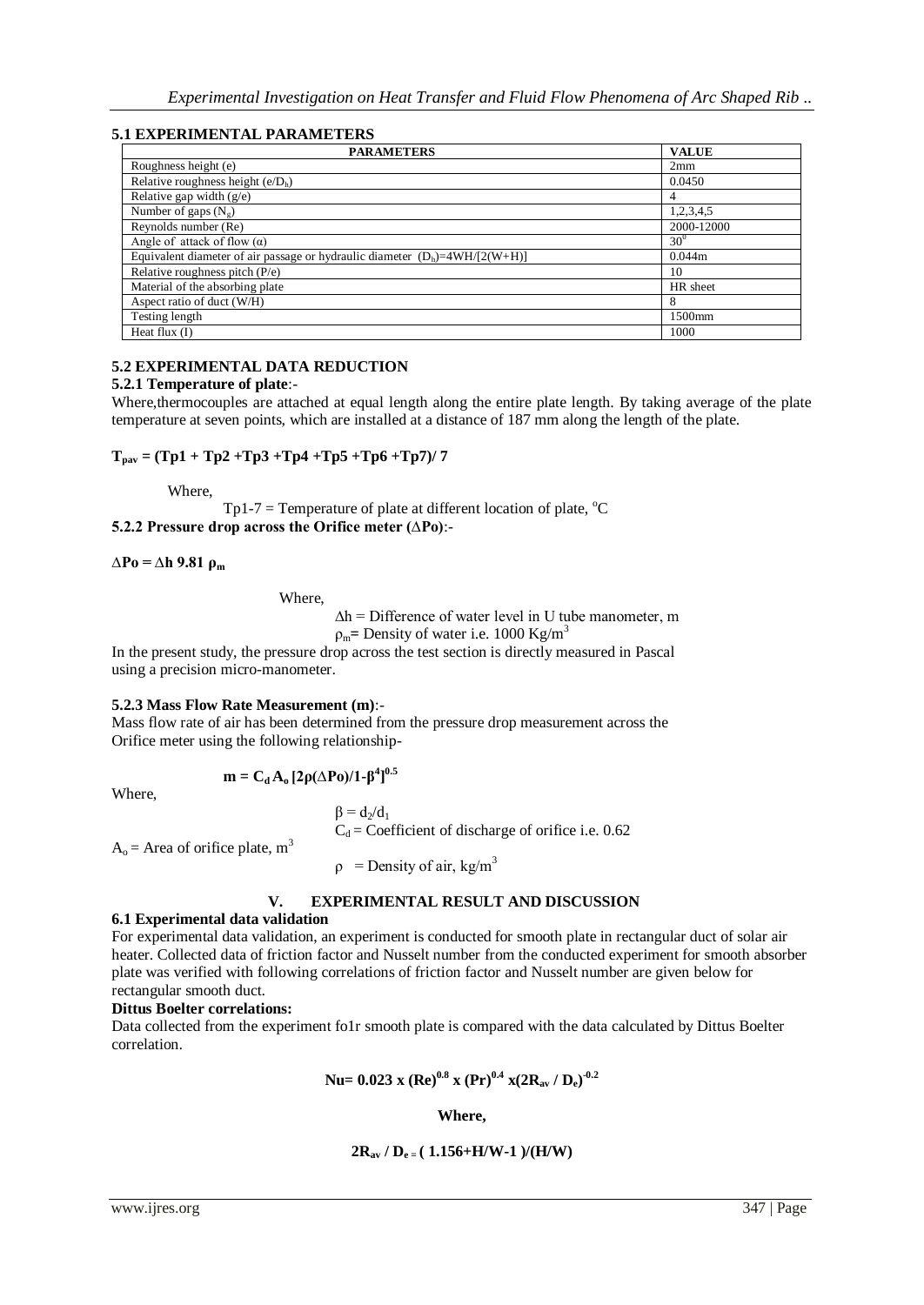### 5.1 EXPERIMENTAL PARAMETERS

| PARAMETERS | VALUE |
|---|---|
| Roughness height (e) | 2mm |
| Relative roughness height ($e/D_h$) | 0.0450 |
| Relative gap width (g/e) | 4 |
| Number of gaps ($N_g$) | 1,2,3,4,5 |
| Reynolds number (Re) | 2000-12000 |
| Angle of attack of flow (α) | $30^0$ |
| Equivalent diameter of air passage or hydraulic diameter ($D_h$)=4WH/[2(W+H)] | 0.044m |
| Relative roughness pitch (P/e) | 10 |
| Material of the absorbing plate | HR sheet |
| Aspect ratio of duct (W/H) | 8 |
| Testing length | 1500mm |
| Heat flux (I) | 1000 |

### 5.2 EXPERIMENTAL DATA REDUCTION

#### 5.2.1 Temperature of plate:-

Where,thermocouples are attached at equal length along the entire plate length. By taking average of the plate temperature at seven points, which are installed at a distance of 187 mm along the length of the plate.

$$T_{pav} = (Tp1 + Tp2 + Tp3 + Tp4 + Tp5 + Tp6 + Tp7)/ 7$$

Where,

Tp1-7 = Temperature of plate at different location of plate, $^oC$

#### 5.2.2 Pressure drop across the Orifice meter (ΔPo):-

$$\Delta Po = \Delta h \; 9.81 \; \rho_m$$

Where,

Δh = Difference of water level in U tube manometer, m

$\rho_m$= Density of water i.e. 1000 Kg/$m^3$

In the present study, the pressure drop across the test section is directly measured in Pascal using a precision micro-manometer.

#### 5.2.3 Mass Flow Rate Measurement (m):-

Mass flow rate of air has been determined from the pressure drop measurement across the Orifice meter using the following relationship-

$$m = C_d A_o \left[2\rho(\Delta Po)/1-\beta^4\right]^{0.5}$$

Where,

$\beta = d_2/d_1$

$C_d$ = Coefficient of discharge of orifice i.e. 0.62

$A_o$ = Area of orifice plate, $m^3$

ρ = Density of air, kg/$m^3$

## V. EXPERIMENTAL RESULT AND DISCUSSION

### 6.1 Experimental data validation

For experimental data validation, an experiment is conducted for smooth plate in rectangular duct of solar air heater. Collected data of friction factor and Nusselt number from the conducted experiment for smooth absorber plate was verified with following correlations of friction factor and Nusselt number are given below for rectangular smooth duct.

**Dittus Boelter correlations:**

Data collected from the experiment fo1r smooth plate is compared with the data calculated by Dittus Boelter correlation.

$$Nu = 0.023 \times (Re)^{0.8} \times (Pr)^{0.4} \times (2R_{av} / D_e)^{-0.2}$$

**Where,**

$$2R_{av} / D_e = (1.156 + H/W - 1)/(H/W)$$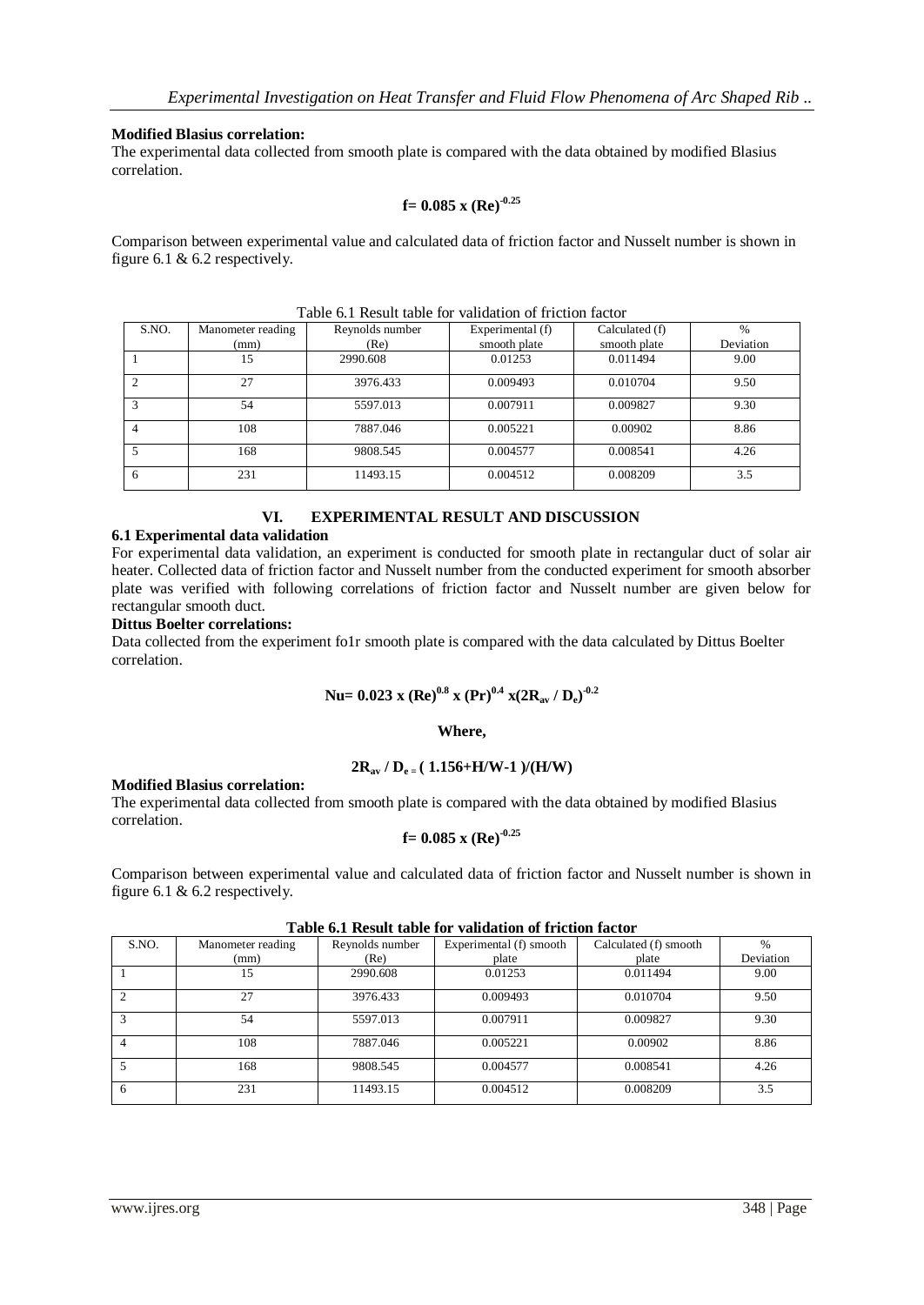**Modified Blasius correlation:**
The experimental data collected from smooth plate is compared with the data obtained by modified Blasius correlation.

$$f= 0.085 \times (Re)^{-0.25}$$

Comparison between experimental value and calculated data of friction factor and Nusselt number is shown in figure 6.1 & 6.2 respectively.

Table 6.1 Result table for validation of friction factor

| S.NO. | Manometer reading (mm) | Reynolds number (Re) | Experimental (f) smooth plate | Calculated (f) smooth plate | % Deviation |
|---|---|---|---|---|---|
| 1 | 15 | 2990.608 | 0.01253 | 0.011494 | 9.00 |
| 2 | 27 | 3976.433 | 0.009493 | 0.010704 | 9.50 |
| 3 | 54 | 5597.013 | 0.007911 | 0.009827 | 9.30 |
| 4 | 108 | 7887.046 | 0.005221 | 0.00902 | 8.86 |
| 5 | 168 | 9808.545 | 0.004577 | 0.008541 | 4.26 |
| 6 | 231 | 11493.15 | 0.004512 | 0.008209 | 3.5 |

## VI. EXPERIMENTAL RESULT AND DISCUSSION

### 6.1 Experimental data validation

For experimental data validation, an experiment is conducted for smooth plate in rectangular duct of solar air heater. Collected data of friction factor and Nusselt number from the conducted experiment for smooth absorber plate was verified with following correlations of friction factor and Nusselt number are given below for rectangular smooth duct.

**Dittus Boelter correlations:**
Data collected from the experiment fo1r smooth plate is compared with the data calculated by Dittus Boelter correlation.

$$Nu= 0.023 \times (Re)^{0.8} \times (Pr)^{0.4} \times (2R_{av} / D_e)^{-0.2}$$

**Where,**

$$2R_{av} / D_e = ( 1.156+H/W-1 )/(H/W)$$

**Modified Blasius correlation:**
The experimental data collected from smooth plate is compared with the data obtained by modified Blasius correlation.

$$f= 0.085 \times (Re)^{-0.25}$$

Comparison between experimental value and calculated data of friction factor and Nusselt number is shown in figure 6.1 & 6.2 respectively.

**Table 6.1 Result table for validation of friction factor**

| S.NO. | Manometer reading (mm) | Reynolds number (Re) | Experimental (f) smooth plate | Calculated (f) smooth plate | % Deviation |
|---|---|---|---|---|---|
| 1 | 15 | 2990.608 | 0.01253 | 0.011494 | 9.00 |
| 2 | 27 | 3976.433 | 0.009493 | 0.010704 | 9.50 |
| 3 | 54 | 5597.013 | 0.007911 | 0.009827 | 9.30 |
| 4 | 108 | 7887.046 | 0.005221 | 0.00902 | 8.86 |
| 5 | 168 | 9808.545 | 0.004577 | 0.008541 | 4.26 |
| 6 | 231 | 11493.15 | 0.004512 | 0.008209 | 3.5 |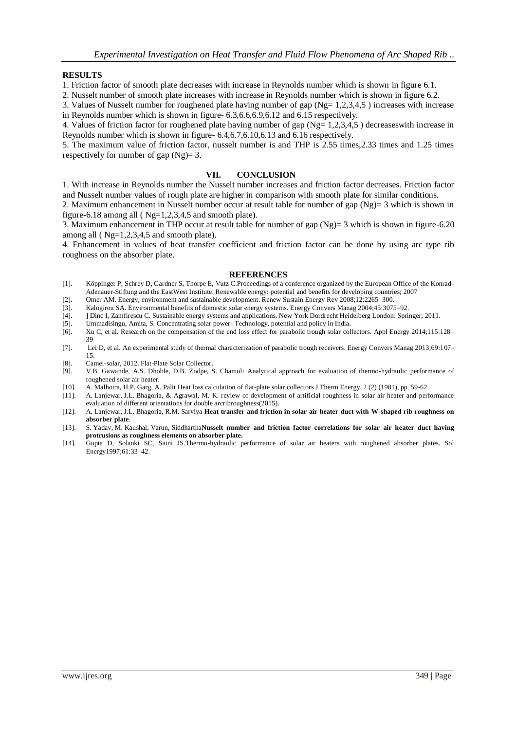## RESULTS

1. Friction factor of smooth plate decreases with increase in Reynolds number which is shown in figure 6.1.
2. Nusselt number of smooth plate increases with increase in Reynolds number which is shown in figure 6.2.
3. Values of Nusselt number for roughened plate having number of gap (Ng= 1,2,3,4,5 ) increases with increase in Reynolds number which is shown in figure- 6.3,6.6,6.9,6.12 and 6.15 respectively.
4. Values of friction factor for roughened plate having number of gap (Ng= 1,2,3,4,5 ) decreaseswith increase in Reynolds number which is shown in figure- 6.4,6.7,6.10,6.13 and 6.16 respectively.
5. The maximum value of friction factor, nusselt number is and THP is 2.55 times,2.33 times and 1.25 times respectively for number of gap (Ng)= 3.

## VII. CONCLUSION

1. With increase in Reynolds number the Nusselt number increases and friction factor decreases. Friction factor and Nusselt number values of rough plate are higher in comparison with smooth plate for similar conditions.
2. Maximum enhancement in Nusselt number occur at result table for number of gap (Ng)= 3 which is shown in figure-6.18 among all ( Ng=1,2,3,4,5 and smooth plate).
3. Maximum enhancement in THP occur at result table for number of gap (Ng)= 3 which is shown in figure-6.20 among all ( Ng=1,2,3,4,5 and smooth plate).
4. Enhancement in values of heat transfer coefficient and friction factor can be done by using arc type rib roughness on the absorber plate.

## REFERENCES

[1]. Köppinger P, Schrey D, Gardner S, Thorpe E, Vutz C.Proceedings of a conference organized by the European Office of the Konrad-Adenauer-Stiftung and the EastWest Institute. Renewable energy: potential and benefits for developing countries; 2007

[2]. Omer AM. Energy, environment and sustainable development. Renew Sustain Energy Rev 2008;12:2265–300.

[3]. Kalogirou SA. Environmental benefits of domestic solar energy systems. Energy Convers Manag 2004;45:3075–92.

[4]. ] Dinc I, Zamfirescu C. Sustainable energy systems and applications. New York Dordrecht Heidelberg London: Springer; 2011.

[5]. Ummadisingu, Amita, S. Concentrating solar power- Technology, potential and policy in India.

[6]. Xu C, et al. Research on the compensation of the end loss effect for parabolic trough solar collectors. Appl Energy 2014;115:128–39

[7]. Lei D, et al. An experimental study of thermal characterization of parabolic trough receivers. Energy Convers Manag 2013;69:107–15.

[8]. Camel-solar, 2012. Flat-Plate Solar Collector.

[9]. V.B. Gawande, A.S. Dhoble, D.B. Zodpe, S. Chamoli Analytical approach for evaluation of thermo-hydraulic performance of roughened solar air heater.

[10]. A. Malhotra, H.P. Garg, A. Palit Heat loss calculation of flat-plate solar collectors J Therm Energy, 2 (2) (1981), pp. 59-62

[11]. A. Lanjewar, J.L. Bhagoria, & Agrawal, M. K. review of development of artificial roughness in solar air heater and performance evaluation of different orientations for double arcribroughness(2015).

[12]. A. Lanjewar, J.L. Bhagoria, R.M. Sarviya **Heat transfer and friction in solar air heater duct with W-shaped rib roughness on absorber plate**.

[13]. S. Yadav, M. Kaushal, Varun, Siddhartha**Nusselt number and friction factor correlations for solar air heater duct having protrusions as roughness elements on absorber plate.**

[14]. Gupta D, Solanki SC, Saini JS.Thermo-hydraulic performance of solar air heaters with roughened absorber plates. Sol Energy1997;61:33–42.